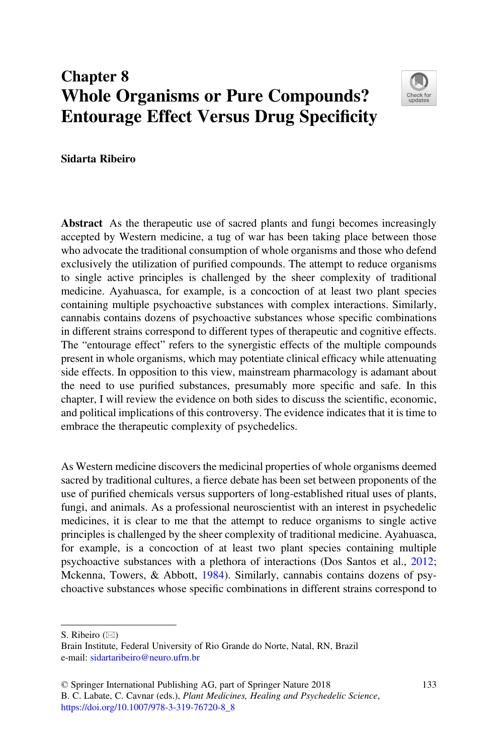# Chapter 8
# Whole Organisms or Pure Compounds? Entourage Effect Versus Drug Specificity

**Sidarta Ribeiro**

**Abstract** As the therapeutic use of sacred plants and fungi becomes increasingly accepted by Western medicine, a tug of war has been taking place between those who advocate the traditional consumption of whole organisms and those who defend exclusively the utilization of purified compounds. The attempt to reduce organisms to single active principles is challenged by the sheer complexity of traditional medicine. Ayahuasca, for example, is a concoction of at least two plant species containing multiple psychoactive substances with complex interactions. Similarly, cannabis contains dozens of psychoactive substances whose specific combinations in different strains correspond to different types of therapeutic and cognitive effects. The "entourage effect" refers to the synergistic effects of the multiple compounds present in whole organisms, which may potentiate clinical efficacy while attenuating side effects. In opposition to this view, mainstream pharmacology is adamant about the need to use purified substances, presumably more specific and safe. In this chapter, I will review the evidence on both sides to discuss the scientific, economic, and political implications of this controversy. The evidence indicates that it is time to embrace the therapeutic complexity of psychedelics.

As Western medicine discovers the medicinal properties of whole organisms deemed sacred by traditional cultures, a fierce debate has been set between proponents of the use of purified chemicals versus supporters of long-established ritual uses of plants, fungi, and animals. As a professional neuroscientist with an interest in psychedelic medicines, it is clear to me that the attempt to reduce organisms to single active principles is challenged by the sheer complexity of traditional medicine. Ayahuasca, for example, is a concoction of at least two plant species containing multiple psychoactive substances with a plethora of interactions (Dos Santos et al., 2012; Mckenna, Towers, & Abbott, 1984). Similarly, cannabis contains dozens of psychoactive substances whose specific combinations in different strains correspond to

S. Ribeiro (✉)
Brain Institute, Federal University of Rio Grande do Norte, Natal, RN, Brazil
e-mail: sidartaribeiro@neuro.ufrn.br

© Springer International Publishing AG, part of Springer Nature 2018
B. C. Labate, C. Cavnar (eds.), *Plant Medicines, Healing and Psychedelic Science*,
https://doi.org/10.1007/978-3-319-76720-8_8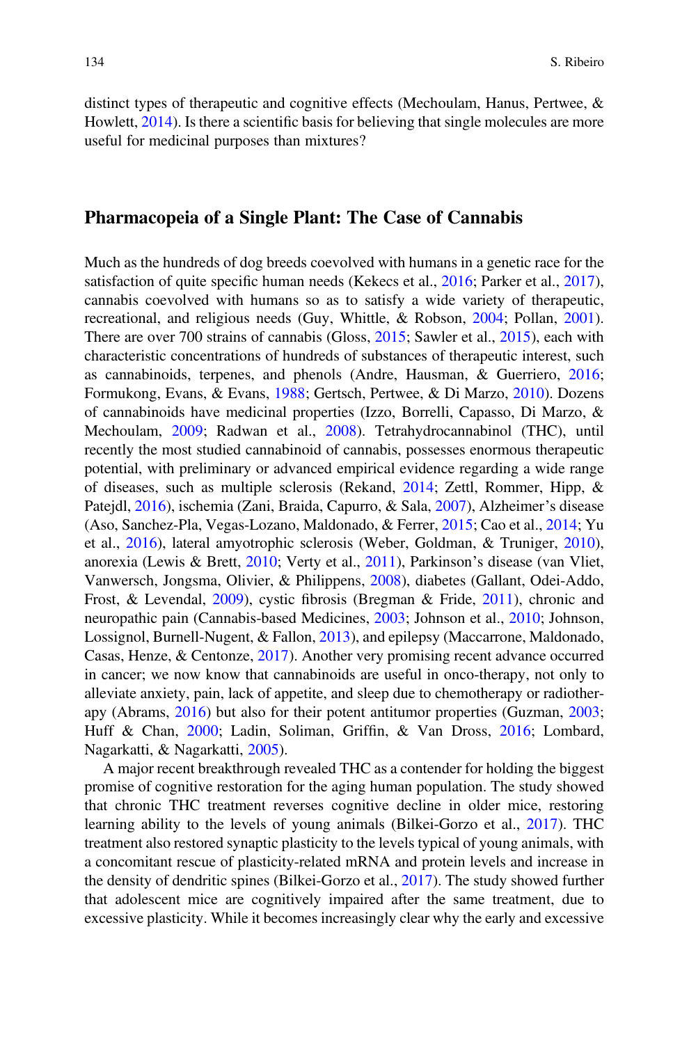distinct types of therapeutic and cognitive effects (Mechoulam, Hanus, Pertwee, & Howlett, 2014). Is there a scientific basis for believing that single molecules are more useful for medicinal purposes than mixtures?

## Pharmacopeia of a Single Plant: The Case of Cannabis

Much as the hundreds of dog breeds coevolved with humans in a genetic race for the satisfaction of quite specific human needs (Kekecs et al., 2016; Parker et al., 2017), cannabis coevolved with humans so as to satisfy a wide variety of therapeutic, recreational, and religious needs (Guy, Whittle, & Robson, 2004; Pollan, 2001). There are over 700 strains of cannabis (Gloss, 2015; Sawler et al., 2015), each with characteristic concentrations of hundreds of substances of therapeutic interest, such as cannabinoids, terpenes, and phenols (Andre, Hausman, & Guerriero, 2016; Formukong, Evans, & Evans, 1988; Gertsch, Pertwee, & Di Marzo, 2010). Dozens of cannabinoids have medicinal properties (Izzo, Borrelli, Capasso, Di Marzo, & Mechoulam, 2009; Radwan et al., 2008). Tetrahydrocannabinol (THC), until recently the most studied cannabinoid of cannabis, possesses enormous therapeutic potential, with preliminary or advanced empirical evidence regarding a wide range of diseases, such as multiple sclerosis (Rekand, 2014; Zettl, Rommer, Hipp, & Patejdl, 2016), ischemia (Zani, Braida, Capurro, & Sala, 2007), Alzheimer's disease (Aso, Sanchez-Pla, Vegas-Lozano, Maldonado, & Ferrer, 2015; Cao et al., 2014; Yu et al., 2016), lateral amyotrophic sclerosis (Weber, Goldman, & Truniger, 2010), anorexia (Lewis & Brett, 2010; Verty et al., 2011), Parkinson's disease (van Vliet, Vanwersch, Jongsma, Olivier, & Philippens, 2008), diabetes (Gallant, Odei-Addo, Frost, & Levendal, 2009), cystic fibrosis (Bregman & Fride, 2011), chronic and neuropathic pain (Cannabis-based Medicines, 2003; Johnson et al., 2010; Johnson, Lossignol, Burnell-Nugent, & Fallon, 2013), and epilepsy (Maccarrone, Maldonado, Casas, Henze, & Centonze, 2017). Another very promising recent advance occurred in cancer; we now know that cannabinoids are useful in onco-therapy, not only to alleviate anxiety, pain, lack of appetite, and sleep due to chemotherapy or radiotherapy (Abrams, 2016) but also for their potent antitumor properties (Guzman, 2003; Huff & Chan, 2000; Ladin, Soliman, Griffin, & Van Dross, 2016; Lombard, Nagarkatti, & Nagarkatti, 2005).

A major recent breakthrough revealed THC as a contender for holding the biggest promise of cognitive restoration for the aging human population. The study showed that chronic THC treatment reverses cognitive decline in older mice, restoring learning ability to the levels of young animals (Bilkei-Gorzo et al., 2017). THC treatment also restored synaptic plasticity to the levels typical of young animals, with a concomitant rescue of plasticity-related mRNA and protein levels and increase in the density of dendritic spines (Bilkei-Gorzo et al., 2017). The study showed further that adolescent mice are cognitively impaired after the same treatment, due to excessive plasticity. While it becomes increasingly clear why the early and excessive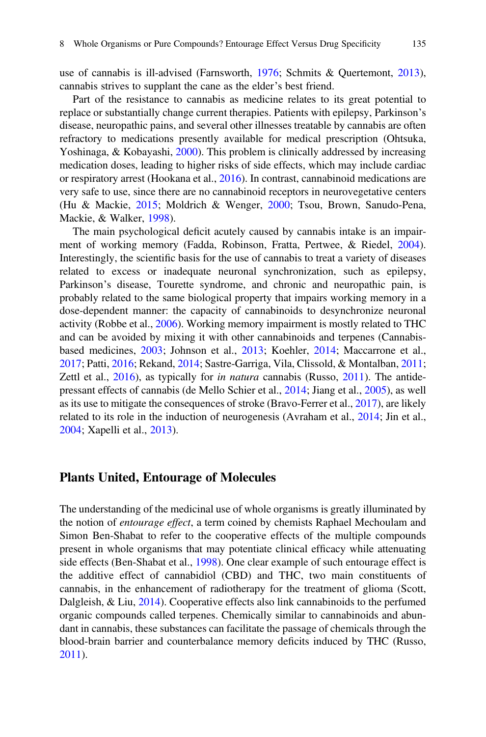use of cannabis is ill-advised (Farnsworth, 1976; Schmits & Quertemont, 2013), cannabis strives to supplant the cane as the elder's best friend.

Part of the resistance to cannabis as medicine relates to its great potential to replace or substantially change current therapies. Patients with epilepsy, Parkinson's disease, neuropathic pains, and several other illnesses treatable by cannabis are often refractory to medications presently available for medical prescription (Ohtsuka, Yoshinaga, & Kobayashi, 2000). This problem is clinically addressed by increasing medication doses, leading to higher risks of side effects, which may include cardiac or respiratory arrest (Hookana et al., 2016). In contrast, cannabinoid medications are very safe to use, since there are no cannabinoid receptors in neurovegetative centers (Hu & Mackie, 2015; Moldrich & Wenger, 2000; Tsou, Brown, Sanudo-Pena, Mackie, & Walker, 1998).

The main psychological deficit acutely caused by cannabis intake is an impairment of working memory (Fadda, Robinson, Fratta, Pertwee, & Riedel, 2004). Interestingly, the scientific basis for the use of cannabis to treat a variety of diseases related to excess or inadequate neuronal synchronization, such as epilepsy, Parkinson's disease, Tourette syndrome, and chronic and neuropathic pain, is probably related to the same biological property that impairs working memory in a dose-dependent manner: the capacity of cannabinoids to desynchronize neuronal activity (Robbe et al., 2006). Working memory impairment is mostly related to THC and can be avoided by mixing it with other cannabinoids and terpenes (Cannabis-based medicines, 2003; Johnson et al., 2013; Koehler, 2014; Maccarrone et al., 2017; Patti, 2016; Rekand, 2014; Sastre-Garriga, Vila, Clissold, & Montalban, 2011; Zettl et al., 2016), as typically for *in natura* cannabis (Russo, 2011). The antidepressant effects of cannabis (de Mello Schier et al., 2014; Jiang et al., 2005), as well as its use to mitigate the consequences of stroke (Bravo-Ferrer et al., 2017), are likely related to its role in the induction of neurogenesis (Avraham et al., 2014; Jin et al., 2004; Xapelli et al., 2013).

## Plants United, Entourage of Molecules

The understanding of the medicinal use of whole organisms is greatly illuminated by the notion of *entourage effect*, a term coined by chemists Raphael Mechoulam and Simon Ben-Shabat to refer to the cooperative effects of the multiple compounds present in whole organisms that may potentiate clinical efficacy while attenuating side effects (Ben-Shabat et al., 1998). One clear example of such entourage effect is the additive effect of cannabidiol (CBD) and THC, two main constituents of cannabis, in the enhancement of radiotherapy for the treatment of glioma (Scott, Dalgleish, & Liu, 2014). Cooperative effects also link cannabinoids to the perfumed organic compounds called terpenes. Chemically similar to cannabinoids and abundant in cannabis, these substances can facilitate the passage of chemicals through the blood-brain barrier and counterbalance memory deficits induced by THC (Russo, 2011).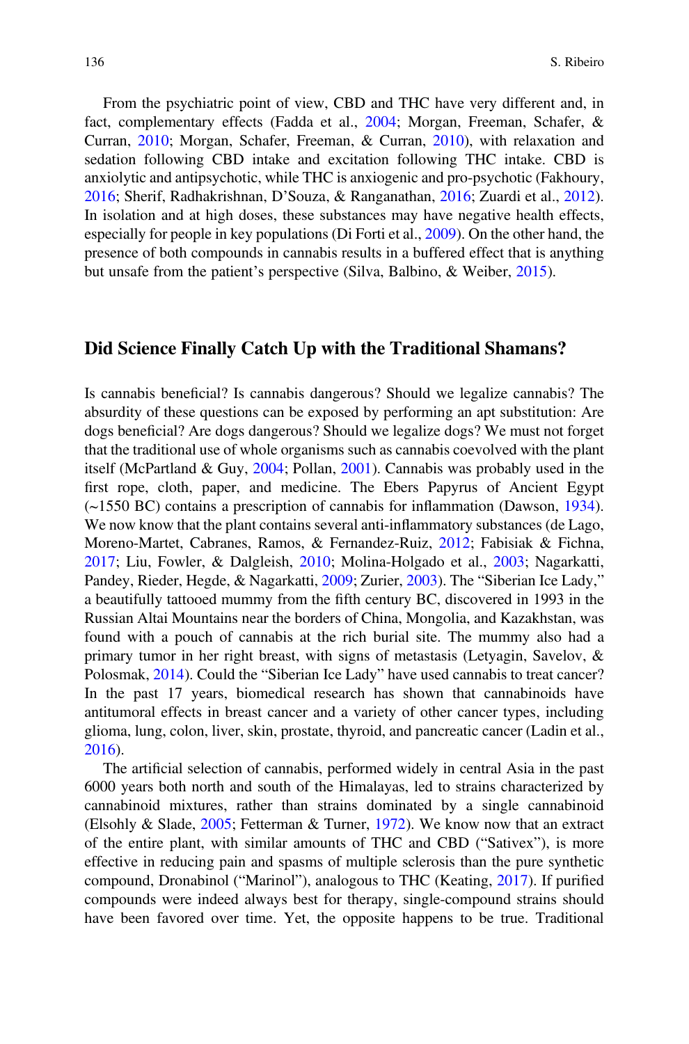From the psychiatric point of view, CBD and THC have very different and, in fact, complementary effects (Fadda et al., 2004; Morgan, Freeman, Schafer, & Curran, 2010; Morgan, Schafer, Freeman, & Curran, 2010), with relaxation and sedation following CBD intake and excitation following THC intake. CBD is anxiolytic and antipsychotic, while THC is anxiogenic and pro-psychotic (Fakhoury, 2016; Sherif, Radhakrishnan, D'Souza, & Ranganathan, 2016; Zuardi et al., 2012). In isolation and at high doses, these substances may have negative health effects, especially for people in key populations (Di Forti et al., 2009). On the other hand, the presence of both compounds in cannabis results in a buffered effect that is anything but unsafe from the patient's perspective (Silva, Balbino, & Weiber, 2015).

## Did Science Finally Catch Up with the Traditional Shamans?

Is cannabis beneficial? Is cannabis dangerous? Should we legalize cannabis? The absurdity of these questions can be exposed by performing an apt substitution: Are dogs beneficial? Are dogs dangerous? Should we legalize dogs? We must not forget that the traditional use of whole organisms such as cannabis coevolved with the plant itself (McPartland & Guy, 2004; Pollan, 2001). Cannabis was probably used in the first rope, cloth, paper, and medicine. The Ebers Papyrus of Ancient Egypt (~1550 BC) contains a prescription of cannabis for inflammation (Dawson, 1934). We now know that the plant contains several anti-inflammatory substances (de Lago, Moreno-Martet, Cabranes, Ramos, & Fernandez-Ruiz, 2012; Fabisiak & Fichna, 2017; Liu, Fowler, & Dalgleish, 2010; Molina-Holgado et al., 2003; Nagarkatti, Pandey, Rieder, Hegde, & Nagarkatti, 2009; Zurier, 2003). The "Siberian Ice Lady," a beautifully tattooed mummy from the fifth century BC, discovered in 1993 in the Russian Altai Mountains near the borders of China, Mongolia, and Kazakhstan, was found with a pouch of cannabis at the rich burial site. The mummy also had a primary tumor in her right breast, with signs of metastasis (Letyagin, Savelov, & Polosmak, 2014). Could the "Siberian Ice Lady" have used cannabis to treat cancer? In the past 17 years, biomedical research has shown that cannabinoids have antitumoral effects in breast cancer and a variety of other cancer types, including glioma, lung, colon, liver, skin, prostate, thyroid, and pancreatic cancer (Ladin et al., 2016).

The artificial selection of cannabis, performed widely in central Asia in the past 6000 years both north and south of the Himalayas, led to strains characterized by cannabinoid mixtures, rather than strains dominated by a single cannabinoid (Elsohly & Slade, 2005; Fetterman & Turner, 1972). We know now that an extract of the entire plant, with similar amounts of THC and CBD ("Sativex"), is more effective in reducing pain and spasms of multiple sclerosis than the pure synthetic compound, Dronabinol ("Marinol"), analogous to THC (Keating, 2017). If purified compounds were indeed always best for therapy, single-compound strains should have been favored over time. Yet, the opposite happens to be true. Traditional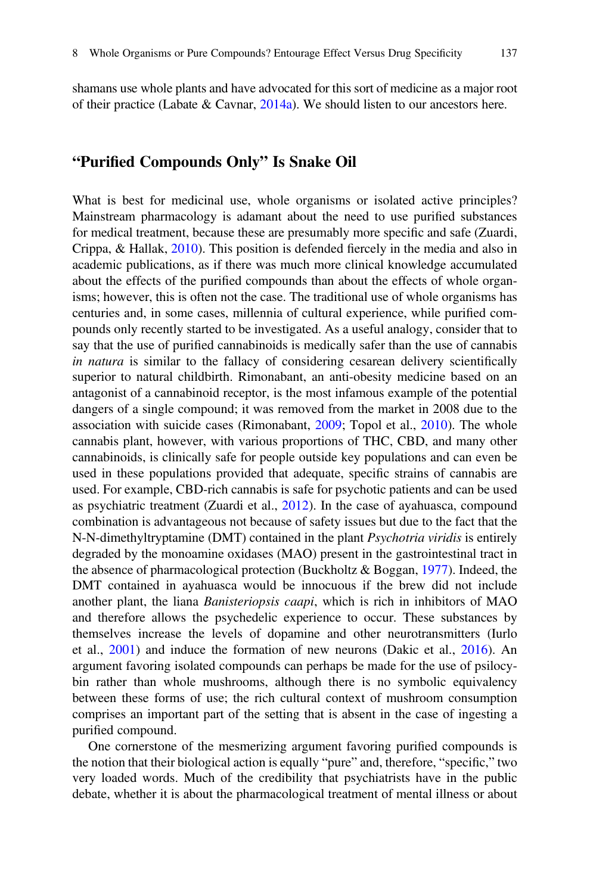shamans use whole plants and have advocated for this sort of medicine as a major root of their practice (Labate & Cavnar, 2014a). We should listen to our ancestors here.

## "Purified Compounds Only" Is Snake Oil

What is best for medicinal use, whole organisms or isolated active principles? Mainstream pharmacology is adamant about the need to use purified substances for medical treatment, because these are presumably more specific and safe (Zuardi, Crippa, & Hallak, 2010). This position is defended fiercely in the media and also in academic publications, as if there was much more clinical knowledge accumulated about the effects of the purified compounds than about the effects of whole organisms; however, this is often not the case. The traditional use of whole organisms has centuries and, in some cases, millennia of cultural experience, while purified compounds only recently started to be investigated. As a useful analogy, consider that to say that the use of purified cannabinoids is medically safer than the use of cannabis *in natura* is similar to the fallacy of considering cesarean delivery scientifically superior to natural childbirth. Rimonabant, an anti-obesity medicine based on an antagonist of a cannabinoid receptor, is the most infamous example of the potential dangers of a single compound; it was removed from the market in 2008 due to the association with suicide cases (Rimonabant, 2009; Topol et al., 2010). The whole cannabis plant, however, with various proportions of THC, CBD, and many other cannabinoids, is clinically safe for people outside key populations and can even be used in these populations provided that adequate, specific strains of cannabis are used. For example, CBD-rich cannabis is safe for psychotic patients and can be used as psychiatric treatment (Zuardi et al., 2012). In the case of ayahuasca, compound combination is advantageous not because of safety issues but due to the fact that the N-N-dimethyltryptamine (DMT) contained in the plant *Psychotria viridis* is entirely degraded by the monoamine oxidases (MAO) present in the gastrointestinal tract in the absence of pharmacological protection (Buckholtz & Boggan, 1977). Indeed, the DMT contained in ayahuasca would be innocuous if the brew did not include another plant, the liana *Banisteriopsis caapi*, which is rich in inhibitors of MAO and therefore allows the psychedelic experience to occur. These substances by themselves increase the levels of dopamine and other neurotransmitters (Iurlo et al., 2001) and induce the formation of new neurons (Dakic et al., 2016). An argument favoring isolated compounds can perhaps be made for the use of psilocybin rather than whole mushrooms, although there is no symbolic equivalency between these forms of use; the rich cultural context of mushroom consumption comprises an important part of the setting that is absent in the case of ingesting a purified compound.

One cornerstone of the mesmerizing argument favoring purified compounds is the notion that their biological action is equally "pure" and, therefore, "specific," two very loaded words. Much of the credibility that psychiatrists have in the public debate, whether it is about the pharmacological treatment of mental illness or about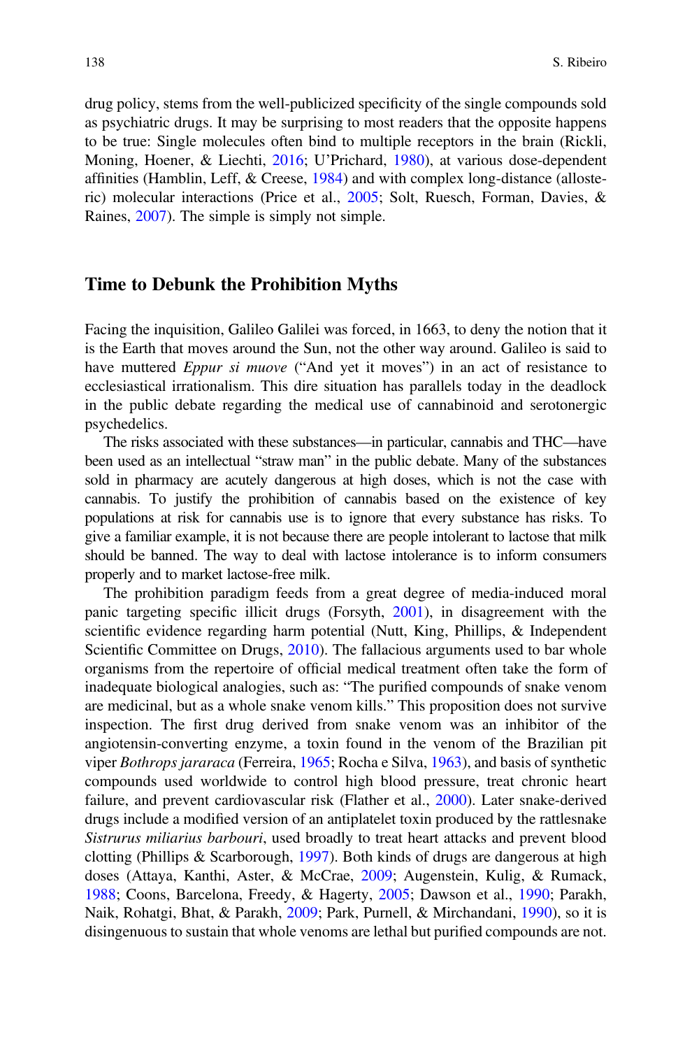drug policy, stems from the well-publicized specificity of the single compounds sold as psychiatric drugs. It may be surprising to most readers that the opposite happens to be true: Single molecules often bind to multiple receptors in the brain (Rickli, Moning, Hoener, & Liechti, 2016; U'Prichard, 1980), at various dose-dependent affinities (Hamblin, Leff, & Creese, 1984) and with complex long-distance (allosteric) molecular interactions (Price et al., 2005; Solt, Ruesch, Forman, Davies, & Raines, 2007). The simple is simply not simple.

## Time to Debunk the Prohibition Myths

Facing the inquisition, Galileo Galilei was forced, in 1663, to deny the notion that it is the Earth that moves around the Sun, not the other way around. Galileo is said to have muttered *Eppur si muove* ("And yet it moves") in an act of resistance to ecclesiastical irrationalism. This dire situation has parallels today in the deadlock in the public debate regarding the medical use of cannabinoid and serotonergic psychedelics.

The risks associated with these substances—in particular, cannabis and THC—have been used as an intellectual "straw man" in the public debate. Many of the substances sold in pharmacy are acutely dangerous at high doses, which is not the case with cannabis. To justify the prohibition of cannabis based on the existence of key populations at risk for cannabis use is to ignore that every substance has risks. To give a familiar example, it is not because there are people intolerant to lactose that milk should be banned. The way to deal with lactose intolerance is to inform consumers properly and to market lactose-free milk.

The prohibition paradigm feeds from a great degree of media-induced moral panic targeting specific illicit drugs (Forsyth, 2001), in disagreement with the scientific evidence regarding harm potential (Nutt, King, Phillips, & Independent Scientific Committee on Drugs, 2010). The fallacious arguments used to bar whole organisms from the repertoire of official medical treatment often take the form of inadequate biological analogies, such as: "The purified compounds of snake venom are medicinal, but as a whole snake venom kills." This proposition does not survive inspection. The first drug derived from snake venom was an inhibitor of the angiotensin-converting enzyme, a toxin found in the venom of the Brazilian pit viper *Bothrops jararaca* (Ferreira, 1965; Rocha e Silva, 1963), and basis of synthetic compounds used worldwide to control high blood pressure, treat chronic heart failure, and prevent cardiovascular risk (Flather et al., 2000). Later snake-derived drugs include a modified version of an antiplatelet toxin produced by the rattlesnake *Sistrurus miliarius barbouri*, used broadly to treat heart attacks and prevent blood clotting (Phillips & Scarborough, 1997). Both kinds of drugs are dangerous at high doses (Attaya, Kanthi, Aster, & McCrae, 2009; Augenstein, Kulig, & Rumack, 1988; Coons, Barcelona, Freedy, & Hagerty, 2005; Dawson et al., 1990; Parakh, Naik, Rohatgi, Bhat, & Parakh, 2009; Park, Purnell, & Mirchandani, 1990), so it is disingenuous to sustain that whole venoms are lethal but purified compounds are not.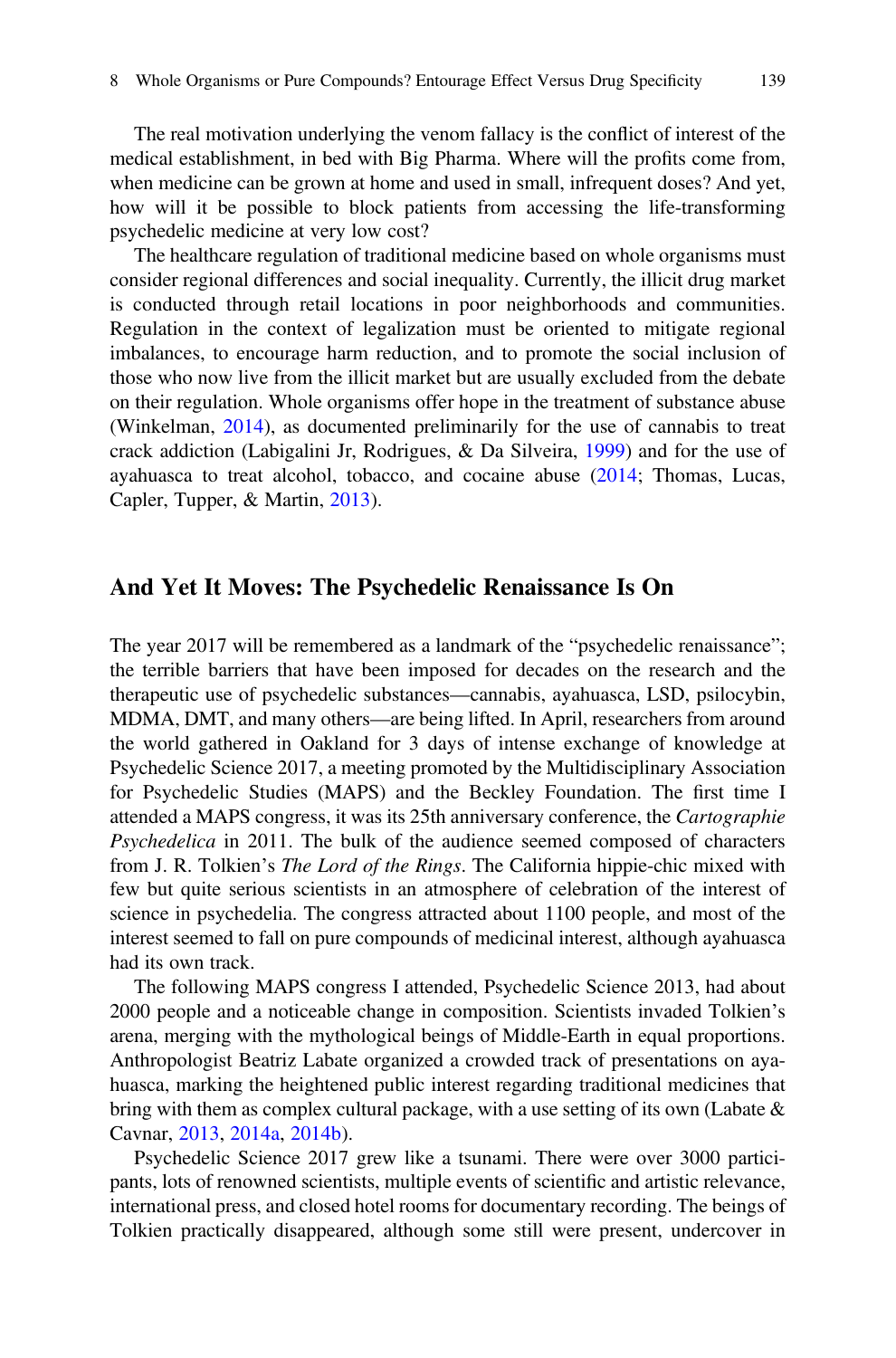The real motivation underlying the venom fallacy is the conflict of interest of the medical establishment, in bed with Big Pharma. Where will the profits come from, when medicine can be grown at home and used in small, infrequent doses? And yet, how will it be possible to block patients from accessing the life-transforming psychedelic medicine at very low cost?

The healthcare regulation of traditional medicine based on whole organisms must consider regional differences and social inequality. Currently, the illicit drug market is conducted through retail locations in poor neighborhoods and communities. Regulation in the context of legalization must be oriented to mitigate regional imbalances, to encourage harm reduction, and to promote the social inclusion of those who now live from the illicit market but are usually excluded from the debate on their regulation. Whole organisms offer hope in the treatment of substance abuse (Winkelman, 2014), as documented preliminarily for the use of cannabis to treat crack addiction (Labigalini Jr, Rodrigues, & Da Silveira, 1999) and for the use of ayahuasca to treat alcohol, tobacco, and cocaine abuse (2014; Thomas, Lucas, Capler, Tupper, & Martin, 2013).

## And Yet It Moves: The Psychedelic Renaissance Is On

The year 2017 will be remembered as a landmark of the "psychedelic renaissance"; the terrible barriers that have been imposed for decades on the research and the therapeutic use of psychedelic substances—cannabis, ayahuasca, LSD, psilocybin, MDMA, DMT, and many others—are being lifted. In April, researchers from around the world gathered in Oakland for 3 days of intense exchange of knowledge at Psychedelic Science 2017, a meeting promoted by the Multidisciplinary Association for Psychedelic Studies (MAPS) and the Beckley Foundation. The first time I attended a MAPS congress, it was its 25th anniversary conference, the *Cartographie Psychedelica* in 2011. The bulk of the audience seemed composed of characters from J. R. Tolkien's *The Lord of the Rings*. The California hippie-chic mixed with few but quite serious scientists in an atmosphere of celebration of the interest of science in psychedelia. The congress attracted about 1100 people, and most of the interest seemed to fall on pure compounds of medicinal interest, although ayahuasca had its own track.

The following MAPS congress I attended, Psychedelic Science 2013, had about 2000 people and a noticeable change in composition. Scientists invaded Tolkien's arena, merging with the mythological beings of Middle-Earth in equal proportions. Anthropologist Beatriz Labate organized a crowded track of presentations on ayahuasca, marking the heightened public interest regarding traditional medicines that bring with them as complex cultural package, with a use setting of its own (Labate & Cavnar, 2013, 2014a, 2014b).

Psychedelic Science 2017 grew like a tsunami. There were over 3000 participants, lots of renowned scientists, multiple events of scientific and artistic relevance, international press, and closed hotel rooms for documentary recording. The beings of Tolkien practically disappeared, although some still were present, undercover in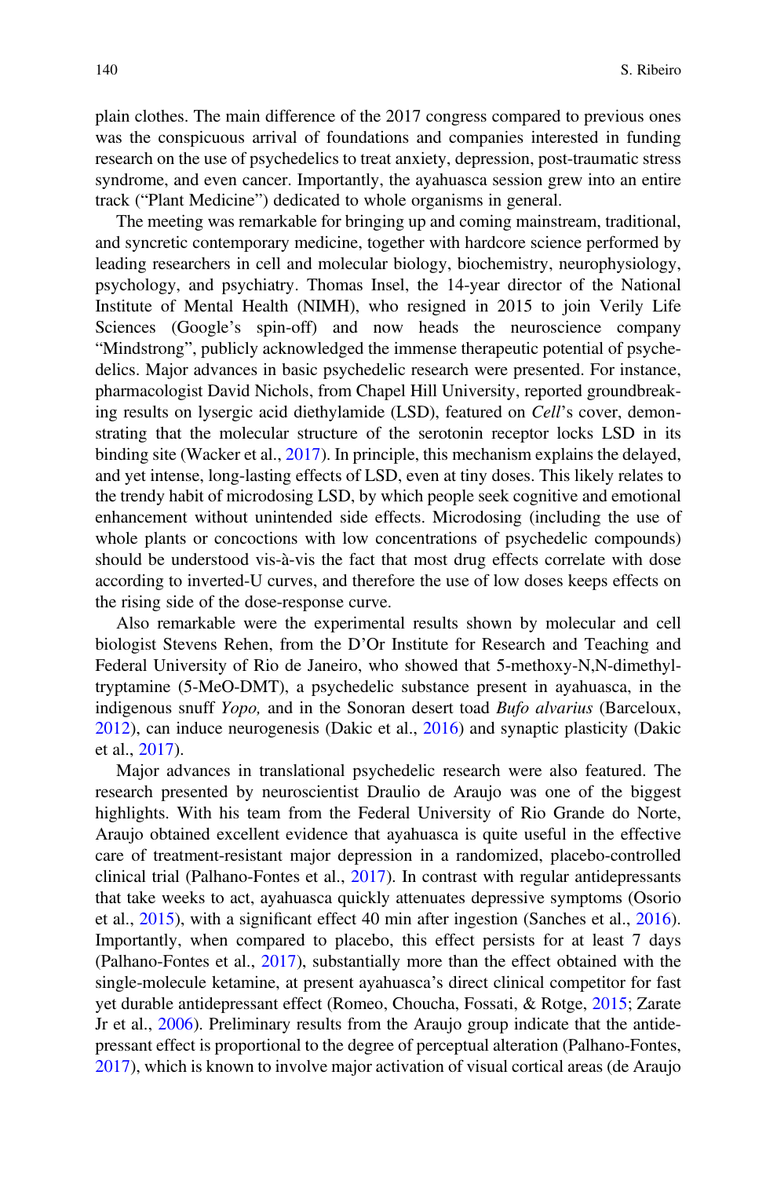plain clothes. The main difference of the 2017 congress compared to previous ones was the conspicuous arrival of foundations and companies interested in funding research on the use of psychedelics to treat anxiety, depression, post-traumatic stress syndrome, and even cancer. Importantly, the ayahuasca session grew into an entire track ("Plant Medicine") dedicated to whole organisms in general.

The meeting was remarkable for bringing up and coming mainstream, traditional, and syncretic contemporary medicine, together with hardcore science performed by leading researchers in cell and molecular biology, biochemistry, neurophysiology, psychology, and psychiatry. Thomas Insel, the 14-year director of the National Institute of Mental Health (NIMH), who resigned in 2015 to join Verily Life Sciences (Google's spin-off) and now heads the neuroscience company "Mindstrong", publicly acknowledged the immense therapeutic potential of psychedelics. Major advances in basic psychedelic research were presented. For instance, pharmacologist David Nichols, from Chapel Hill University, reported groundbreaking results on lysergic acid diethylamide (LSD), featured on *Cell*'s cover, demonstrating that the molecular structure of the serotonin receptor locks LSD in its binding site (Wacker et al., 2017). In principle, this mechanism explains the delayed, and yet intense, long-lasting effects of LSD, even at tiny doses. This likely relates to the trendy habit of microdosing LSD, by which people seek cognitive and emotional enhancement without unintended side effects. Microdosing (including the use of whole plants or concoctions with low concentrations of psychedelic compounds) should be understood vis-à-vis the fact that most drug effects correlate with dose according to inverted-U curves, and therefore the use of low doses keeps effects on the rising side of the dose-response curve.

Also remarkable were the experimental results shown by molecular and cell biologist Stevens Rehen, from the D'Or Institute for Research and Teaching and Federal University of Rio de Janeiro, who showed that 5-methoxy-N,N-dimethyltryptamine (5-MeO-DMT), a psychedelic substance present in ayahuasca, in the indigenous snuff *Yopo,* and in the Sonoran desert toad *Bufo alvarius* (Barceloux, 2012), can induce neurogenesis (Dakic et al., 2016) and synaptic plasticity (Dakic et al., 2017).

Major advances in translational psychedelic research were also featured. The research presented by neuroscientist Draulio de Araujo was one of the biggest highlights. With his team from the Federal University of Rio Grande do Norte, Araujo obtained excellent evidence that ayahuasca is quite useful in the effective care of treatment-resistant major depression in a randomized, placebo-controlled clinical trial (Palhano-Fontes et al., 2017). In contrast with regular antidepressants that take weeks to act, ayahuasca quickly attenuates depressive symptoms (Osorio et al., 2015), with a significant effect 40 min after ingestion (Sanches et al., 2016). Importantly, when compared to placebo, this effect persists for at least 7 days (Palhano-Fontes et al., 2017), substantially more than the effect obtained with the single-molecule ketamine, at present ayahuasca's direct clinical competitor for fast yet durable antidepressant effect (Romeo, Choucha, Fossati, & Rotge, 2015; Zarate Jr et al., 2006). Preliminary results from the Araujo group indicate that the antidepressant effect is proportional to the degree of perceptual alteration (Palhano-Fontes, 2017), which is known to involve major activation of visual cortical areas (de Araujo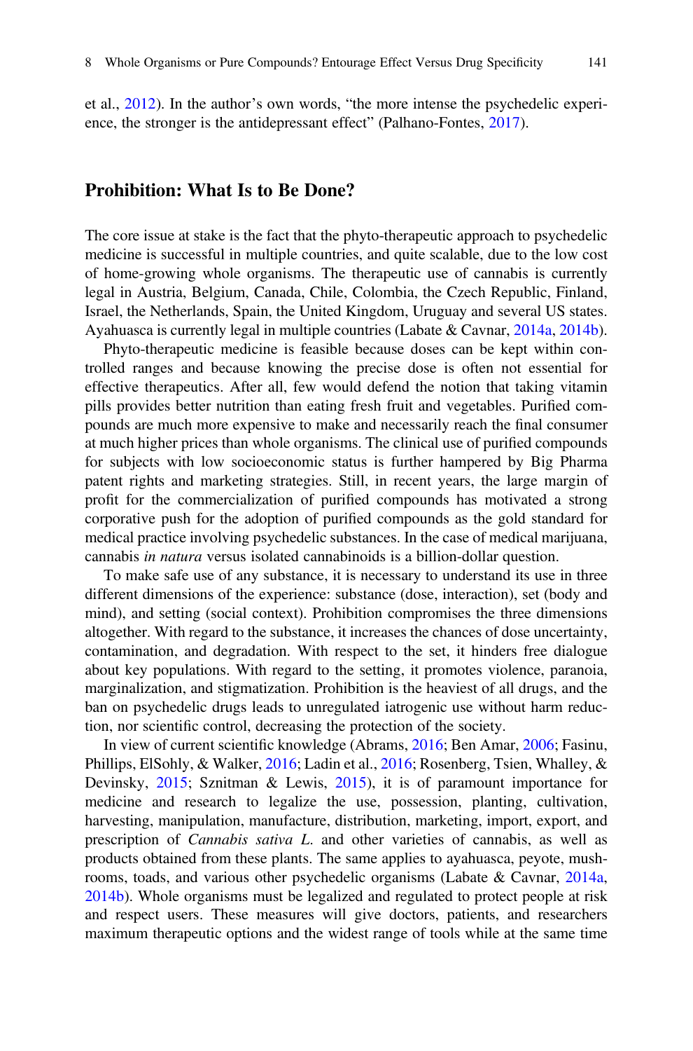et al., 2012). In the author's own words, "the more intense the psychedelic experience, the stronger is the antidepressant effect" (Palhano-Fontes, 2017).

## Prohibition: What Is to Be Done?

The core issue at stake is the fact that the phyto-therapeutic approach to psychedelic medicine is successful in multiple countries, and quite scalable, due to the low cost of home-growing whole organisms. The therapeutic use of cannabis is currently legal in Austria, Belgium, Canada, Chile, Colombia, the Czech Republic, Finland, Israel, the Netherlands, Spain, the United Kingdom, Uruguay and several US states. Ayahuasca is currently legal in multiple countries (Labate & Cavnar, 2014a, 2014b).

Phyto-therapeutic medicine is feasible because doses can be kept within controlled ranges and because knowing the precise dose is often not essential for effective therapeutics. After all, few would defend the notion that taking vitamin pills provides better nutrition than eating fresh fruit and vegetables. Purified compounds are much more expensive to make and necessarily reach the final consumer at much higher prices than whole organisms. The clinical use of purified compounds for subjects with low socioeconomic status is further hampered by Big Pharma patent rights and marketing strategies. Still, in recent years, the large margin of profit for the commercialization of purified compounds has motivated a strong corporative push for the adoption of purified compounds as the gold standard for medical practice involving psychedelic substances. In the case of medical marijuana, cannabis *in natura* versus isolated cannabinoids is a billion-dollar question.

To make safe use of any substance, it is necessary to understand its use in three different dimensions of the experience: substance (dose, interaction), set (body and mind), and setting (social context). Prohibition compromises the three dimensions altogether. With regard to the substance, it increases the chances of dose uncertainty, contamination, and degradation. With respect to the set, it hinders free dialogue about key populations. With regard to the setting, it promotes violence, paranoia, marginalization, and stigmatization. Prohibition is the heaviest of all drugs, and the ban on psychedelic drugs leads to unregulated iatrogenic use without harm reduction, nor scientific control, decreasing the protection of the society.

In view of current scientific knowledge (Abrams, 2016; Ben Amar, 2006; Fasinu, Phillips, ElSohly, & Walker, 2016; Ladin et al., 2016; Rosenberg, Tsien, Whalley, & Devinsky, 2015; Sznitman & Lewis, 2015), it is of paramount importance for medicine and research to legalize the use, possession, planting, cultivation, harvesting, manipulation, manufacture, distribution, marketing, import, export, and prescription of *Cannabis sativa L.* and other varieties of cannabis, as well as products obtained from these plants. The same applies to ayahuasca, peyote, mushrooms, toads, and various other psychedelic organisms (Labate & Cavnar, 2014a, 2014b). Whole organisms must be legalized and regulated to protect people at risk and respect users. These measures will give doctors, patients, and researchers maximum therapeutic options and the widest range of tools while at the same time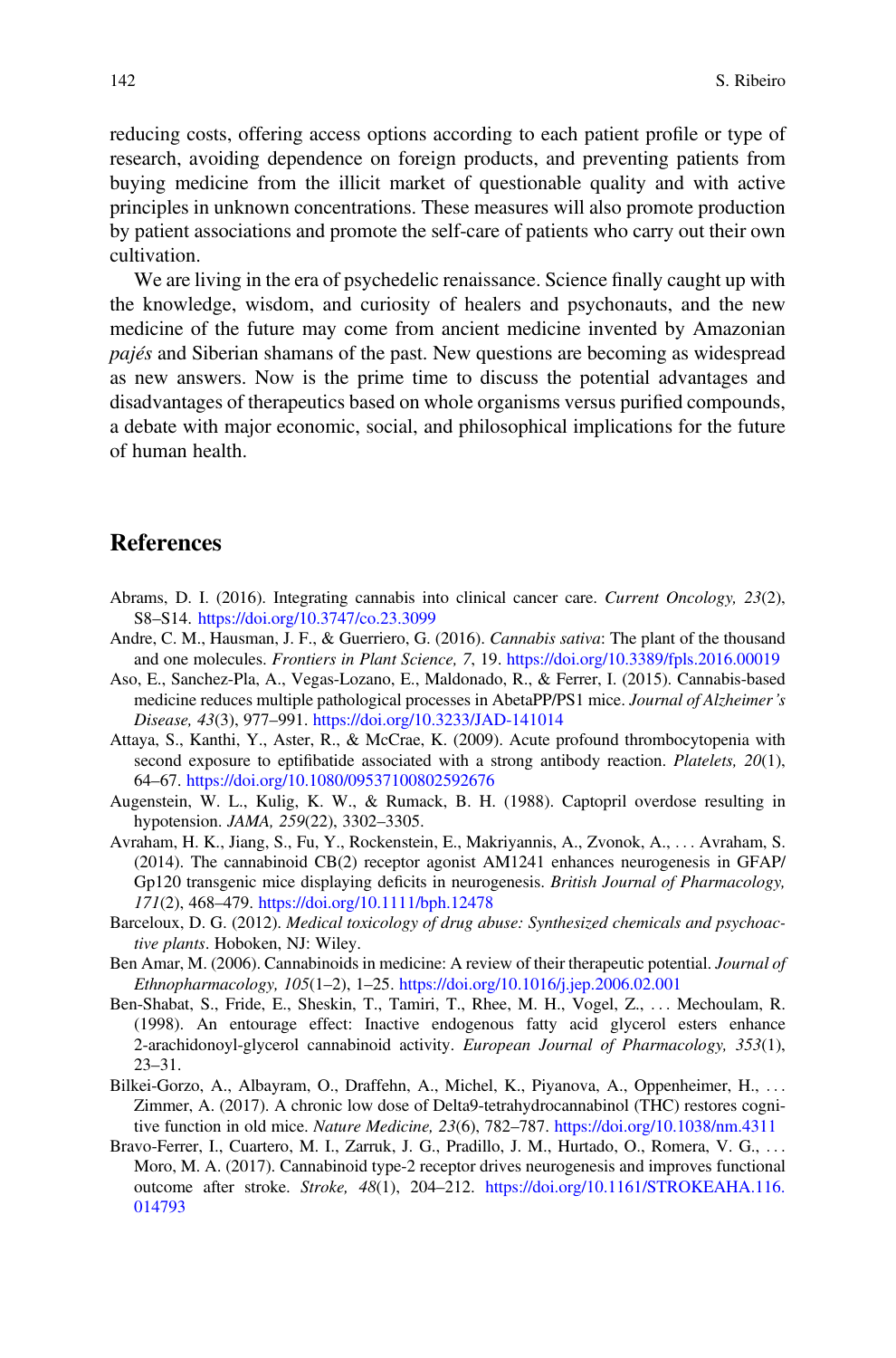reducing costs, offering access options according to each patient profile or type of research, avoiding dependence on foreign products, and preventing patients from buying medicine from the illicit market of questionable quality and with active principles in unknown concentrations. These measures will also promote production by patient associations and promote the self-care of patients who carry out their own cultivation.

We are living in the era of psychedelic renaissance. Science finally caught up with the knowledge, wisdom, and curiosity of healers and psychonauts, and the new medicine of the future may come from ancient medicine invented by Amazonian *pajés* and Siberian shamans of the past. New questions are becoming as widespread as new answers. Now is the prime time to discuss the potential advantages and disadvantages of therapeutics based on whole organisms versus purified compounds, a debate with major economic, social, and philosophical implications for the future of human health.

## References

Abrams, D. I. (2016). Integrating cannabis into clinical cancer care. *Current Oncology, 23*(2), S8–S14. https://doi.org/10.3747/co.23.3099

Andre, C. M., Hausman, J. F., & Guerriero, G. (2016). *Cannabis sativa*: The plant of the thousand and one molecules. *Frontiers in Plant Science, 7*, 19. https://doi.org/10.3389/fpls.2016.00019

Aso, E., Sanchez-Pla, A., Vegas-Lozano, E., Maldonado, R., & Ferrer, I. (2015). Cannabis-based medicine reduces multiple pathological processes in AbetaPP/PS1 mice. *Journal of Alzheimer's Disease, 43*(3), 977–991. https://doi.org/10.3233/JAD-141014

Attaya, S., Kanthi, Y., Aster, R., & McCrae, K. (2009). Acute profound thrombocytopenia with second exposure to eptifibatide associated with a strong antibody reaction. *Platelets, 20*(1), 64–67. https://doi.org/10.1080/09537100802592676

Augenstein, W. L., Kulig, K. W., & Rumack, B. H. (1988). Captopril overdose resulting in hypotension. *JAMA, 259*(22), 3302–3305.

Avraham, H. K., Jiang, S., Fu, Y., Rockenstein, E., Makriyannis, A., Zvonok, A., . . . Avraham, S. (2014). The cannabinoid CB(2) receptor agonist AM1241 enhances neurogenesis in GFAP/Gp120 transgenic mice displaying deficits in neurogenesis. *British Journal of Pharmacology, 171*(2), 468–479. https://doi.org/10.1111/bph.12478

Barceloux, D. G. (2012). *Medical toxicology of drug abuse: Synthesized chemicals and psychoactive plants*. Hoboken, NJ: Wiley.

Ben Amar, M. (2006). Cannabinoids in medicine: A review of their therapeutic potential. *Journal of Ethnopharmacology, 105*(1–2), 1–25. https://doi.org/10.1016/j.jep.2006.02.001

Ben-Shabat, S., Fride, E., Sheskin, T., Tamiri, T., Rhee, M. H., Vogel, Z., . . . Mechoulam, R. (1998). An entourage effect: Inactive endogenous fatty acid glycerol esters enhance 2-arachidonoyl-glycerol cannabinoid activity. *European Journal of Pharmacology, 353*(1), 23–31.

Bilkei-Gorzo, A., Albayram, O., Draffehn, A., Michel, K., Piyanova, A., Oppenheimer, H., . . . Zimmer, A. (2017). A chronic low dose of Delta9-tetrahydrocannabinol (THC) restores cognitive function in old mice. *Nature Medicine, 23*(6), 782–787. https://doi.org/10.1038/nm.4311

Bravo-Ferrer, I., Cuartero, M. I., Zarruk, J. G., Pradillo, J. M., Hurtado, O., Romera, V. G., . . . Moro, M. A. (2017). Cannabinoid type-2 receptor drives neurogenesis and improves functional outcome after stroke. *Stroke, 48*(1), 204–212. https://doi.org/10.1161/STROKEAHA.116.014793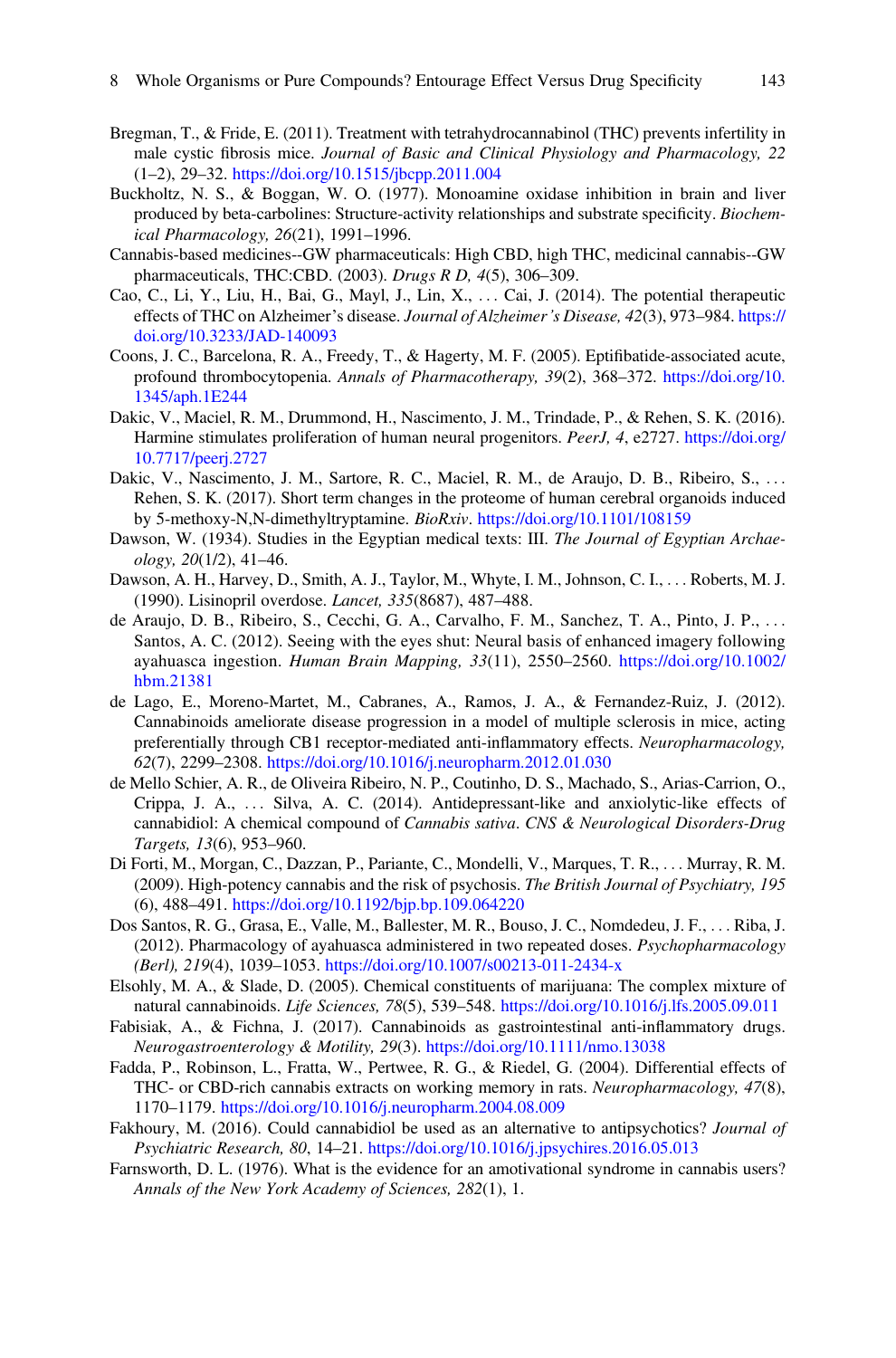Bregman, T., & Fride, E. (2011). Treatment with tetrahydrocannabinol (THC) prevents infertility in male cystic fibrosis mice. *Journal of Basic and Clinical Physiology and Pharmacology, 22* (1–2), 29–32. https://doi.org/10.1515/jbcpp.2011.004

Buckholtz, N. S., & Boggan, W. O. (1977). Monoamine oxidase inhibition in brain and liver produced by beta-carbolines: Structure-activity relationships and substrate specificity. *Biochemical Pharmacology, 26*(21), 1991–1996.

Cannabis-based medicines--GW pharmaceuticals: High CBD, high THC, medicinal cannabis--GW pharmaceuticals, THC:CBD. (2003). *Drugs R D, 4*(5), 306–309.

Cao, C., Li, Y., Liu, H., Bai, G., Mayl, J., Lin, X., . . . Cai, J. (2014). The potential therapeutic effects of THC on Alzheimer's disease. *Journal of Alzheimer's Disease, 42*(3), 973–984. https://doi.org/10.3233/JAD-140093

Coons, J. C., Barcelona, R. A., Freedy, T., & Hagerty, M. F. (2005). Eptifibatide-associated acute, profound thrombocytopenia. *Annals of Pharmacotherapy, 39*(2), 368–372. https://doi.org/10.1345/aph.1E244

Dakic, V., Maciel, R. M., Drummond, H., Nascimento, J. M., Trindade, P., & Rehen, S. K. (2016). Harmine stimulates proliferation of human neural progenitors. *PeerJ, 4*, e2727. https://doi.org/10.7717/peerj.2727

Dakic, V., Nascimento, J. M., Sartore, R. C., Maciel, R. M., de Araujo, D. B., Ribeiro, S., . . . Rehen, S. K. (2017). Short term changes in the proteome of human cerebral organoids induced by 5-methoxy-N,N-dimethyltryptamine. *BioRxiv*. https://doi.org/10.1101/108159

Dawson, W. (1934). Studies in the Egyptian medical texts: III. *The Journal of Egyptian Archaeology, 20*(1/2), 41–46.

Dawson, A. H., Harvey, D., Smith, A. J., Taylor, M., Whyte, I. M., Johnson, C. I., . . . Roberts, M. J. (1990). Lisinopril overdose. *Lancet, 335*(8687), 487–488.

de Araujo, D. B., Ribeiro, S., Cecchi, G. A., Carvalho, F. M., Sanchez, T. A., Pinto, J. P., . . . Santos, A. C. (2012). Seeing with the eyes shut: Neural basis of enhanced imagery following ayahuasca ingestion. *Human Brain Mapping, 33*(11), 2550–2560. https://doi.org/10.1002/hbm.21381

de Lago, E., Moreno-Martet, M., Cabranes, A., Ramos, J. A., & Fernandez-Ruiz, J. (2012). Cannabinoids ameliorate disease progression in a model of multiple sclerosis in mice, acting preferentially through CB1 receptor-mediated anti-inflammatory effects. *Neuropharmacology, 62*(7), 2299–2308. https://doi.org/10.1016/j.neuropharm.2012.01.030

de Mello Schier, A. R., de Oliveira Ribeiro, N. P., Coutinho, D. S., Machado, S., Arias-Carrion, O., Crippa, J. A., . . . Silva, A. C. (2014). Antidepressant-like and anxiolytic-like effects of cannabidiol: A chemical compound of *Cannabis sativa*. *CNS & Neurological Disorders-Drug Targets, 13*(6), 953–960.

Di Forti, M., Morgan, C., Dazzan, P., Pariante, C., Mondelli, V., Marques, T. R., . . . Murray, R. M. (2009). High-potency cannabis and the risk of psychosis. *The British Journal of Psychiatry, 195* (6), 488–491. https://doi.org/10.1192/bjp.bp.109.064220

Dos Santos, R. G., Grasa, E., Valle, M., Ballester, M. R., Bouso, J. C., Nomdedeu, J. F., . . . Riba, J. (2012). Pharmacology of ayahuasca administered in two repeated doses. *Psychopharmacology (Berl), 219*(4), 1039–1053. https://doi.org/10.1007/s00213-011-2434-x

Elsohly, M. A., & Slade, D. (2005). Chemical constituents of marijuana: The complex mixture of natural cannabinoids. *Life Sciences, 78*(5), 539–548. https://doi.org/10.1016/j.lfs.2005.09.011

Fabisiak, A., & Fichna, J. (2017). Cannabinoids as gastrointestinal anti-inflammatory drugs. *Neurogastroenterology & Motility, 29*(3). https://doi.org/10.1111/nmo.13038

Fadda, P., Robinson, L., Fratta, W., Pertwee, R. G., & Riedel, G. (2004). Differential effects of THC- or CBD-rich cannabis extracts on working memory in rats. *Neuropharmacology, 47*(8), 1170–1179. https://doi.org/10.1016/j.neuropharm.2004.08.009

Fakhoury, M. (2016). Could cannabidiol be used as an alternative to antipsychotics? *Journal of Psychiatric Research, 80*, 14–21. https://doi.org/10.1016/j.jpsychires.2016.05.013

Farnsworth, D. L. (1976). What is the evidence for an amotivational syndrome in cannabis users? *Annals of the New York Academy of Sciences, 282*(1), 1.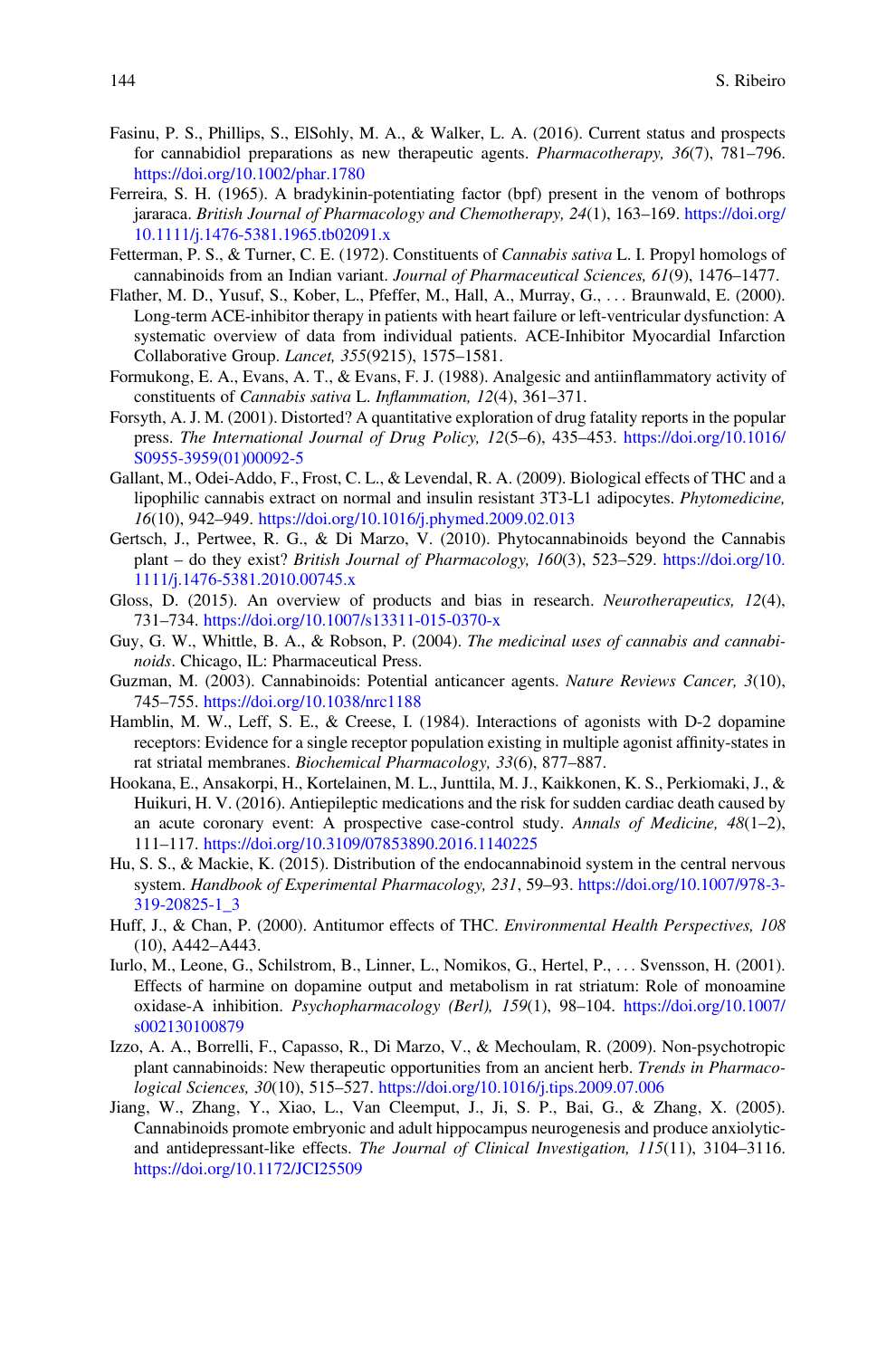Fasinu, P. S., Phillips, S., ElSohly, M. A., & Walker, L. A. (2016). Current status and prospects for cannabidiol preparations as new therapeutic agents. *Pharmacotherapy, 36*(7), 781–796. https://doi.org/10.1002/phar.1780

Ferreira, S. H. (1965). A bradykinin-potentiating factor (bpf) present in the venom of bothrops jararaca. *British Journal of Pharmacology and Chemotherapy, 24*(1), 163–169. https://doi.org/10.1111/j.1476-5381.1965.tb02091.x

Fetterman, P. S., & Turner, C. E. (1972). Constituents of *Cannabis sativa* L. I. Propyl homologs of cannabinoids from an Indian variant. *Journal of Pharmaceutical Sciences, 61*(9), 1476–1477.

Flather, M. D., Yusuf, S., Kober, L., Pfeffer, M., Hall, A., Murray, G., . . . Braunwald, E. (2000). Long-term ACE-inhibitor therapy in patients with heart failure or left-ventricular dysfunction: A systematic overview of data from individual patients. ACE-Inhibitor Myocardial Infarction Collaborative Group. *Lancet, 355*(9215), 1575–1581.

Formukong, E. A., Evans, A. T., & Evans, F. J. (1988). Analgesic and antiinflammatory activity of constituents of *Cannabis sativa* L. *Inflammation, 12*(4), 361–371.

Forsyth, A. J. M. (2001). Distorted? A quantitative exploration of drug fatality reports in the popular press. *The International Journal of Drug Policy, 12*(5–6), 435–453. https://doi.org/10.1016/S0955-3959(01)00092-5

Gallant, M., Odei-Addo, F., Frost, C. L., & Levendal, R. A. (2009). Biological effects of THC and a lipophilic cannabis extract on normal and insulin resistant 3T3-L1 adipocytes. *Phytomedicine, 16*(10), 942–949. https://doi.org/10.1016/j.phymed.2009.02.013

Gertsch, J., Pertwee, R. G., & Di Marzo, V. (2010). Phytocannabinoids beyond the Cannabis plant – do they exist? *British Journal of Pharmacology, 160*(3), 523–529. https://doi.org/10.1111/j.1476-5381.2010.00745.x

Gloss, D. (2015). An overview of products and bias in research. *Neurotherapeutics, 12*(4), 731–734. https://doi.org/10.1007/s13311-015-0370-x

Guy, G. W., Whittle, B. A., & Robson, P. (2004). *The medicinal uses of cannabis and cannabinoids*. Chicago, IL: Pharmaceutical Press.

Guzman, M. (2003). Cannabinoids: Potential anticancer agents. *Nature Reviews Cancer, 3*(10), 745–755. https://doi.org/10.1038/nrc1188

Hamblin, M. W., Leff, S. E., & Creese, I. (1984). Interactions of agonists with D-2 dopamine receptors: Evidence for a single receptor population existing in multiple agonist affinity-states in rat striatal membranes. *Biochemical Pharmacology, 33*(6), 877–887.

Hookana, E., Ansakorpi, H., Kortelainen, M. L., Junttila, M. J., Kaikkonen, K. S., Perkiomaki, J., & Huikuri, H. V. (2016). Antiepileptic medications and the risk for sudden cardiac death caused by an acute coronary event: A prospective case-control study. *Annals of Medicine, 48*(1–2), 111–117. https://doi.org/10.3109/07853890.2016.1140225

Hu, S. S., & Mackie, K. (2015). Distribution of the endocannabinoid system in the central nervous system. *Handbook of Experimental Pharmacology, 231*, 59–93. https://doi.org/10.1007/978-3-319-20825-1_3

Huff, J., & Chan, P. (2000). Antitumor effects of THC. *Environmental Health Perspectives, 108*(10), A442–A443.

Iurlo, M., Leone, G., Schilstrom, B., Linner, L., Nomikos, G., Hertel, P., . . . Svensson, H. (2001). Effects of harmine on dopamine output and metabolism in rat striatum: Role of monoamine oxidase-A inhibition. *Psychopharmacology (Berl), 159*(1), 98–104. https://doi.org/10.1007/s002130100879

Izzo, A. A., Borrelli, F., Capasso, R., Di Marzo, V., & Mechoulam, R. (2009). Non-psychotropic plant cannabinoids: New therapeutic opportunities from an ancient herb. *Trends in Pharmacological Sciences, 30*(10), 515–527. https://doi.org/10.1016/j.tips.2009.07.006

Jiang, W., Zhang, Y., Xiao, L., Van Cleemput, J., Ji, S. P., Bai, G., & Zhang, X. (2005). Cannabinoids promote embryonic and adult hippocampus neurogenesis and produce anxiolytic- and antidepressant-like effects. *The Journal of Clinical Investigation, 115*(11), 3104–3116. https://doi.org/10.1172/JCI25509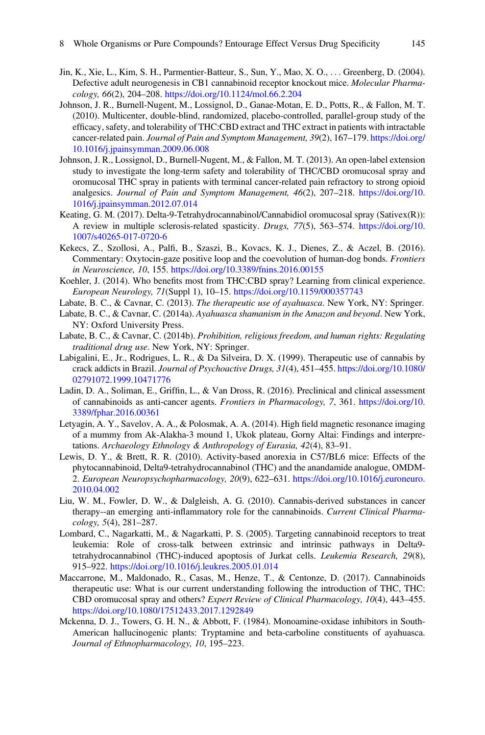Jin, K., Xie, L., Kim, S. H., Parmentier-Batteur, S., Sun, Y., Mao, X. O., . . . Greenberg, D. (2004). Defective adult neurogenesis in CB1 cannabinoid receptor knockout mice. *Molecular Pharmacology, 66*(2), 204–208. https://doi.org/10.1124/mol.66.2.204

Johnson, J. R., Burnell-Nugent, M., Lossignol, D., Ganae-Motan, E. D., Potts, R., & Fallon, M. T. (2010). Multicenter, double-blind, randomized, placebo-controlled, parallel-group study of the efficacy, safety, and tolerability of THC:CBD extract and THC extract in patients with intractable cancer-related pain. *Journal of Pain and Symptom Management, 39*(2), 167–179. https://doi.org/10.1016/j.jpainsymman.2009.06.008

Johnson, J. R., Lossignol, D., Burnell-Nugent, M., & Fallon, M. T. (2013). An open-label extension study to investigate the long-term safety and tolerability of THC/CBD oromucosal spray and oromucosal THC spray in patients with terminal cancer-related pain refractory to strong opioid analgesics. *Journal of Pain and Symptom Management, 46*(2), 207–218. https://doi.org/10.1016/j.jpainsymman.2012.07.014

Keating, G. M. (2017). Delta-9-Tetrahydrocannabinol/Cannabidiol oromucosal spray (Sativex(R)): A review in multiple sclerosis-related spasticity. *Drugs, 77*(5), 563–574. https://doi.org/10.1007/s40265-017-0720-6

Kekecs, Z., Szollosi, A., Palfi, B., Szaszi, B., Kovacs, K. J., Dienes, Z., & Aczel, B. (2016). Commentary: Oxytocin-gaze positive loop and the coevolution of human-dog bonds. *Frontiers in Neuroscience, 10*, 155. https://doi.org/10.3389/fnins.2016.00155

Koehler, J. (2014). Who benefits most from THC:CBD spray? Learning from clinical experience. *European Neurology, 71*(Suppl 1), 10–15. https://doi.org/10.1159/000357743

Labate, B. C., & Cavnar, C. (2013). *The therapeutic use of ayahuasca*. New York, NY: Springer.

Labate, B. C., & Cavnar, C. (2014a). *Ayahuasca shamanism in the Amazon and beyond*. New York, NY: Oxford University Press.

Labate, B. C., & Cavnar, C. (2014b). *Prohibition, religious freedom, and human rights: Regulating traditional drug use*. New York, NY: Springer.

Labigalini, E., Jr., Rodrigues, L. R., & Da Silveira, D. X. (1999). Therapeutic use of cannabis by crack addicts in Brazil. *Journal of Psychoactive Drugs, 31*(4), 451–455. https://doi.org/10.1080/02791072.1999.10471776

Ladin, D. A., Soliman, E., Griffin, L., & Van Dross, R. (2016). Preclinical and clinical assessment of cannabinoids as anti-cancer agents. *Frontiers in Pharmacology, 7*, 361. https://doi.org/10.3389/fphar.2016.00361

Letyagin, A. Y., Savelov, A. A., & Polosmak, A. A. (2014). High field magnetic resonance imaging of a mummy from Ak-Alakha-3 mound 1, Ukok plateau, Gorny Altai: Findings and interpretations. *Archaeology Ethnology & Anthropology of Eurasia, 42*(4), 83–91.

Lewis, D. Y., & Brett, R. R. (2010). Activity-based anorexia in C57/BL6 mice: Effects of the phytocannabinoid, Delta9-tetrahydrocannabinol (THC) and the anandamide analogue, OMDM-2. *European Neuropsychopharmacology, 20*(9), 622–631. https://doi.org/10.1016/j.euroneuro.2010.04.002

Liu, W. M., Fowler, D. W., & Dalgleish, A. G. (2010). Cannabis-derived substances in cancer therapy--an emerging anti-inflammatory role for the cannabinoids. *Current Clinical Pharmacology, 5*(4), 281–287.

Lombard, C., Nagarkatti, M., & Nagarkatti, P. S. (2005). Targeting cannabinoid receptors to treat leukemia: Role of cross-talk between extrinsic and intrinsic pathways in Delta9-tetrahydrocannabinol (THC)-induced apoptosis of Jurkat cells. *Leukemia Research, 29*(8), 915–922. https://doi.org/10.1016/j.leukres.2005.01.014

Maccarrone, M., Maldonado, R., Casas, M., Henze, T., & Centonze, D. (2017). Cannabinoids therapeutic use: What is our current understanding following the introduction of THC, THC:CBD oromucosal spray and others? *Expert Review of Clinical Pharmacology, 10*(4), 443–455. https://doi.org/10.1080/17512433.2017.1292849

Mckenna, D. J., Towers, G. H. N., & Abbott, F. (1984). Monoamine-oxidase inhibitors in South-American hallucinogenic plants: Tryptamine and beta-carboline constituents of ayahuasca. *Journal of Ethnopharmacology, 10*, 195–223.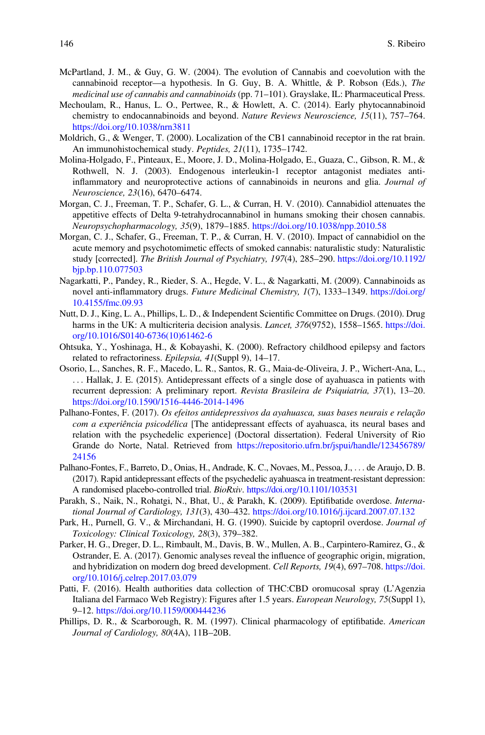McPartland, J. M., & Guy, G. W. (2004). The evolution of Cannabis and coevolution with the cannabinoid receptor—a hypothesis. In G. Guy, B. A. Whittle, & P. Robson (Eds.), *The medicinal use of cannabis and cannabinoids* (pp. 71–101). Grayslake, IL: Pharmaceutical Press.

Mechoulam, R., Hanus, L. O., Pertwee, R., & Howlett, A. C. (2014). Early phytocannabinoid chemistry to endocannabinoids and beyond. *Nature Reviews Neuroscience, 15*(11), 757–764. https://doi.org/10.1038/nrn3811

Moldrich, G., & Wenger, T. (2000). Localization of the CB1 cannabinoid receptor in the rat brain. An immunohistochemical study. *Peptides, 21*(11), 1735–1742.

Molina-Holgado, F., Pinteaux, E., Moore, J. D., Molina-Holgado, E., Guaza, C., Gibson, R. M., & Rothwell, N. J. (2003). Endogenous interleukin-1 receptor antagonist mediates anti-inflammatory and neuroprotective actions of cannabinoids in neurons and glia. *Journal of Neuroscience, 23*(16), 6470–6474.

Morgan, C. J., Freeman, T. P., Schafer, G. L., & Curran, H. V. (2010). Cannabidiol attenuates the appetitive effects of Delta 9-tetrahydrocannabinol in humans smoking their chosen cannabis. *Neuropsychopharmacology, 35*(9), 1879–1885. https://doi.org/10.1038/npp.2010.58

Morgan, C. J., Schafer, G., Freeman, T. P., & Curran, H. V. (2010). Impact of cannabidiol on the acute memory and psychotomimetic effects of smoked cannabis: naturalistic study: Naturalistic study [corrected]. *The British Journal of Psychiatry, 197*(4), 285–290. https://doi.org/10.1192/bjp.bp.110.077503

Nagarkatti, P., Pandey, R., Rieder, S. A., Hegde, V. L., & Nagarkatti, M. (2009). Cannabinoids as novel anti-inflammatory drugs. *Future Medicinal Chemistry, 1*(7), 1333–1349. https://doi.org/10.4155/fmc.09.93

Nutt, D. J., King, L. A., Phillips, L. D., & Independent Scientific Committee on Drugs. (2010). Drug harms in the UK: A multicriteria decision analysis. *Lancet, 376*(9752), 1558–1565. https://doi.org/10.1016/S0140-6736(10)61462-6

Ohtsuka, Y., Yoshinaga, H., & Kobayashi, K. (2000). Refractory childhood epilepsy and factors related to refractoriness. *Epilepsia, 41*(Suppl 9), 14–17.

Osorio, L., Sanches, R. F., Macedo, L. R., Santos, R. G., Maia-de-Oliveira, J. P., Wichert-Ana, L., . . . Hallak, J. E. (2015). Antidepressant effects of a single dose of ayahuasca in patients with recurrent depression: A preliminary report. *Revista Brasileira de Psiquiatria, 37*(1), 13–20. https://doi.org/10.1590/1516-4446-2014-1496

Palhano-Fontes, F. (2017). *Os efeitos antidepressivos da ayahuasca, suas bases neurais e relação com a experiência psicodélica* [The antidepressant effects of ayahuasca, its neural bases and relation with the psychedelic experience] (Doctoral dissertation). Federal University of Rio Grande do Norte, Natal. Retrieved from https://repositorio.ufrn.br/jspui/handle/123456789/24156

Palhano-Fontes, F., Barreto, D., Onias, H., Andrade, K. C., Novaes, M., Pessoa, J., . . . de Araujo, D. B. (2017). Rapid antidepressant effects of the psychedelic ayahuasca in treatment-resistant depression: A randomised placebo-controlled trial. *BioRxiv*. https://doi.org/10.1101/103531

Parakh, S., Naik, N., Rohatgi, N., Bhat, U., & Parakh, K. (2009). Eptifibatide overdose. *International Journal of Cardiology, 131*(3), 430–432. https://doi.org/10.1016/j.ijcard.2007.07.132

Park, H., Purnell, G. V., & Mirchandani, H. G. (1990). Suicide by captopril overdose. *Journal of Toxicology: Clinical Toxicology, 28*(3), 379–382.

Parker, H. G., Dreger, D. L., Rimbault, M., Davis, B. W., Mullen, A. B., Carpintero-Ramirez, G., & Ostrander, E. A. (2017). Genomic analyses reveal the influence of geographic origin, migration, and hybridization on modern dog breed development. *Cell Reports, 19*(4), 697–708. https://doi.org/10.1016/j.celrep.2017.03.079

Patti, F. (2016). Health authorities data collection of THC:CBD oromucosal spray (L'Agenzia Italiana del Farmaco Web Registry): Figures after 1.5 years. *European Neurology, 75*(Suppl 1), 9–12. https://doi.org/10.1159/000444236

Phillips, D. R., & Scarborough, R. M. (1997). Clinical pharmacology of eptifibatide. *American Journal of Cardiology, 80*(4A), 11B–20B.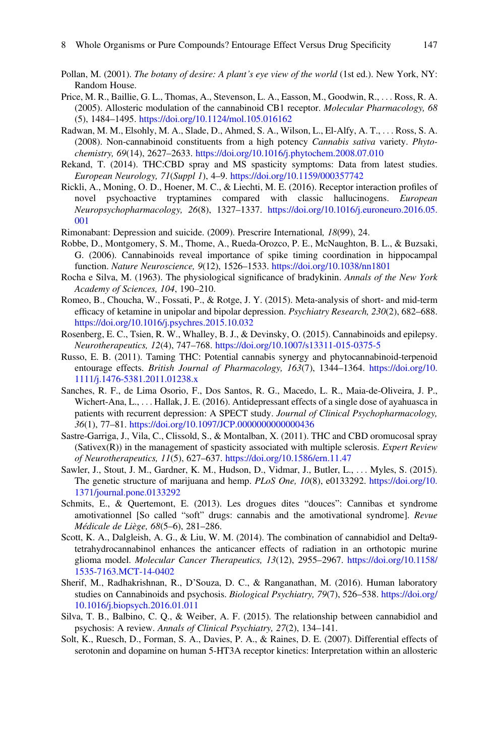Pollan, M. (2001). *The botany of desire: A plant's eye view of the world* (1st ed.). New York, NY: Random House.

Price, M. R., Baillie, G. L., Thomas, A., Stevenson, L. A., Easson, M., Goodwin, R., . . . Ross, R. A. (2005). Allosteric modulation of the cannabinoid CB1 receptor. *Molecular Pharmacology, 68*(5), 1484–1495. https://doi.org/10.1124/mol.105.016162

Radwan, M. M., Elsohly, M. A., Slade, D., Ahmed, S. A., Wilson, L., El-Alfy, A. T., . . . Ross, S. A. (2008). Non-cannabinoid constituents from a high potency *Cannabis sativa* variety. *Phytochemistry, 69*(14), 2627–2633. https://doi.org/10.1016/j.phytochem.2008.07.010

Rekand, T. (2014). THC:CBD spray and MS spasticity symptoms: Data from latest studies. *European Neurology, 71*(*Suppl 1*), 4–9. https://doi.org/10.1159/000357742

Rickli, A., Moning, O. D., Hoener, M. C., & Liechti, M. E. (2016). Receptor interaction profiles of novel psychoactive tryptamines compared with classic hallucinogens. *European Neuropsychopharmacology, 26*(8), 1327–1337. https://doi.org/10.1016/j.euroneuro.2016.05.001

Rimonabant: Depression and suicide. (2009). Prescrire International*, 18*(99), 24.

Robbe, D., Montgomery, S. M., Thome, A., Rueda-Orozco, P. E., McNaughton, B. L., & Buzsaki, G. (2006). Cannabinoids reveal importance of spike timing coordination in hippocampal function. *Nature Neuroscience, 9*(12), 1526–1533. https://doi.org/10.1038/nn1801

Rocha e Silva, M. (1963). The physiological significance of bradykinin. *Annals of the New York Academy of Sciences, 104*, 190–210.

Romeo, B., Choucha, W., Fossati, P., & Rotge, J. Y. (2015). Meta-analysis of short- and mid-term efficacy of ketamine in unipolar and bipolar depression. *Psychiatry Research, 230*(2), 682–688. https://doi.org/10.1016/j.psychres.2015.10.032

Rosenberg, E. C., Tsien, R. W., Whalley, B. J., & Devinsky, O. (2015). Cannabinoids and epilepsy. *Neurotherapeutics, 12*(4), 747–768. https://doi.org/10.1007/s13311-015-0375-5

Russo, E. B. (2011). Taming THC: Potential cannabis synergy and phytocannabinoid-terpenoid entourage effects. *British Journal of Pharmacology, 163*(7), 1344–1364. https://doi.org/10.1111/j.1476-5381.2011.01238.x

Sanches, R. F., de Lima Osorio, F., Dos Santos, R. G., Macedo, L. R., Maia-de-Oliveira, J. P., Wichert-Ana, L., . . . Hallak, J. E. (2016). Antidepressant effects of a single dose of ayahuasca in patients with recurrent depression: A SPECT study. *Journal of Clinical Psychopharmacology, 36*(1), 77–81. https://doi.org/10.1097/JCP.0000000000000436

Sastre-Garriga, J., Vila, C., Clissold, S., & Montalban, X. (2011). THC and CBD oromucosal spray (Sativex(R)) in the management of spasticity associated with multiple sclerosis. *Expert Review of Neurotherapeutics, 11*(5), 627–637. https://doi.org/10.1586/ern.11.47

Sawler, J., Stout, J. M., Gardner, K. M., Hudson, D., Vidmar, J., Butler, L., . . . Myles, S. (2015). The genetic structure of marijuana and hemp. *PLoS One, 10*(8), e0133292. https://doi.org/10.1371/journal.pone.0133292

Schmits, E., & Quertemont, E. (2013). Les drogues dites "douces": Cannibas et syndrome amotivationnel [So called "soft" drugs: cannabis and the amotivational syndrome]. *Revue Médicale de Liège, 68*(5–6), 281–286.

Scott, K. A., Dalgleish, A. G., & Liu, W. M. (2014). The combination of cannabidiol and Delta9-tetrahydrocannabinol enhances the anticancer effects of radiation in an orthotopic murine glioma model. *Molecular Cancer Therapeutics, 13*(12), 2955–2967. https://doi.org/10.1158/1535-7163.MCT-14-0402

Sherif, M., Radhakrishnan, R., D'Souza, D. C., & Ranganathan, M. (2016). Human laboratory studies on Cannabinoids and psychosis. *Biological Psychiatry, 79*(7), 526–538. https://doi.org/10.1016/j.biopsych.2016.01.011

Silva, T. B., Balbino, C. Q., & Weiber, A. F. (2015). The relationship between cannabidiol and psychosis: A review. *Annals of Clinical Psychiatry, 27*(2), 134–141.

Solt, K., Ruesch, D., Forman, S. A., Davies, P. A., & Raines, D. E. (2007). Differential effects of serotonin and dopamine on human 5-HT3A receptor kinetics: Interpretation within an allosteric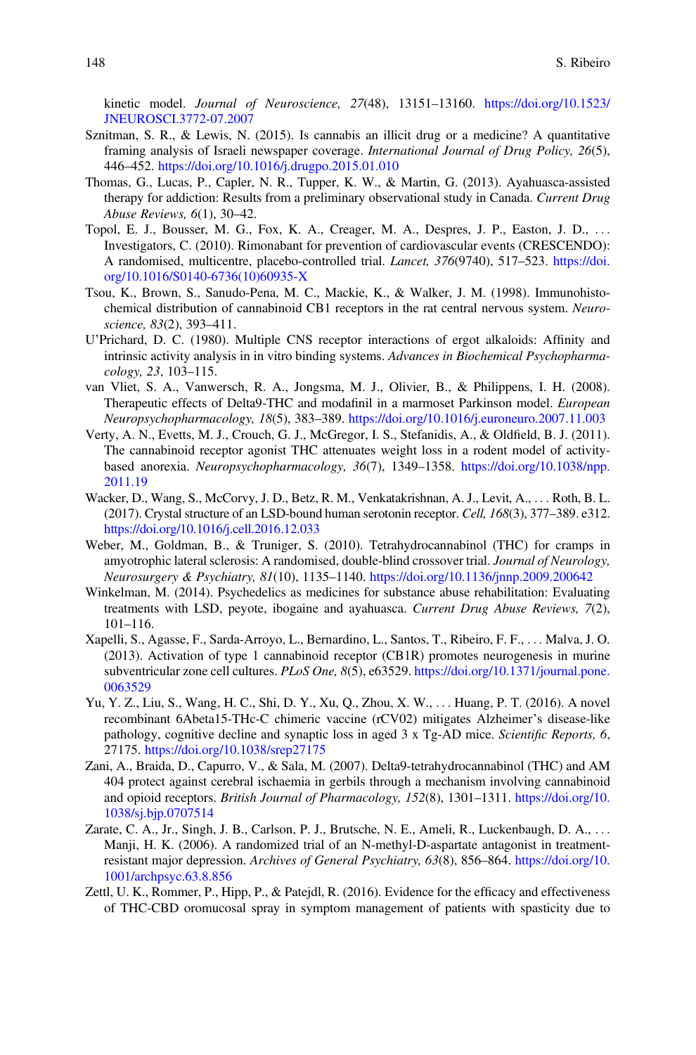kinetic model. *Journal of Neuroscience, 27*(48), 13151–13160. https://doi.org/10.1523/JNEUROSCI.3772-07.2007

Sznitman, S. R., & Lewis, N. (2015). Is cannabis an illicit drug or a medicine? A quantitative framing analysis of Israeli newspaper coverage. *International Journal of Drug Policy, 26*(5), 446–452. https://doi.org/10.1016/j.drugpo.2015.01.010

Thomas, G., Lucas, P., Capler, N. R., Tupper, K. W., & Martin, G. (2013). Ayahuasca-assisted therapy for addiction: Results from a preliminary observational study in Canada. *Current Drug Abuse Reviews, 6*(1), 30–42.

Topol, E. J., Bousser, M. G., Fox, K. A., Creager, M. A., Despres, J. P., Easton, J. D., . . . Investigators, C. (2010). Rimonabant for prevention of cardiovascular events (CRESCENDO): A randomised, multicentre, placebo-controlled trial. *Lancet, 376*(9740), 517–523. https://doi.org/10.1016/S0140-6736(10)60935-X

Tsou, K., Brown, S., Sanudo-Pena, M. C., Mackie, K., & Walker, J. M. (1998). Immunohistochemical distribution of cannabinoid CB1 receptors in the rat central nervous system. *Neuroscience, 83*(2), 393–411.

U'Prichard, D. C. (1980). Multiple CNS receptor interactions of ergot alkaloids: Affinity and intrinsic activity analysis in in vitro binding systems. *Advances in Biochemical Psychopharmacology, 23*, 103–115.

van Vliet, S. A., Vanwersch, R. A., Jongsma, M. J., Olivier, B., & Philippens, I. H. (2008). Therapeutic effects of Delta9-THC and modafinil in a marmoset Parkinson model. *European Neuropsychopharmacology, 18*(5), 383–389. https://doi.org/10.1016/j.euroneuro.2007.11.003

Verty, A. N., Evetts, M. J., Crouch, G. J., McGregor, I. S., Stefanidis, A., & Oldfield, B. J. (2011). The cannabinoid receptor agonist THC attenuates weight loss in a rodent model of activity-based anorexia. *Neuropsychopharmacology, 36*(7), 1349–1358. https://doi.org/10.1038/npp.2011.19

Wacker, D., Wang, S., McCorvy, J. D., Betz, R. M., Venkatakrishnan, A. J., Levit, A., . . . Roth, B. L. (2017). Crystal structure of an LSD-bound human serotonin receptor. *Cell, 168*(3), 377–389. e312. https://doi.org/10.1016/j.cell.2016.12.033

Weber, M., Goldman, B., & Truniger, S. (2010). Tetrahydrocannabinol (THC) for cramps in amyotrophic lateral sclerosis: A randomised, double-blind crossover trial. *Journal of Neurology, Neurosurgery & Psychiatry, 81*(10), 1135–1140. https://doi.org/10.1136/jnnp.2009.200642

Winkelman, M. (2014). Psychedelics as medicines for substance abuse rehabilitation: Evaluating treatments with LSD, peyote, ibogaine and ayahuasca. *Current Drug Abuse Reviews, 7*(2), 101–116.

Xapelli, S., Agasse, F., Sarda-Arroyo, L., Bernardino, L., Santos, T., Ribeiro, F. F., . . . Malva, J. O. (2013). Activation of type 1 cannabinoid receptor (CB1R) promotes neurogenesis in murine subventricular zone cell cultures. *PLoS One, 8*(5), e63529. https://doi.org/10.1371/journal.pone.0063529

Yu, Y. Z., Liu, S., Wang, H. C., Shi, D. Y., Xu, Q., Zhou, X. W., . . . Huang, P. T. (2016). A novel recombinant 6Abeta15-THc-C chimeric vaccine (rCV02) mitigates Alzheimer's disease-like pathology, cognitive decline and synaptic loss in aged 3 x Tg-AD mice. *Scientific Reports, 6*, 27175. https://doi.org/10.1038/srep27175

Zani, A., Braida, D., Capurro, V., & Sala, M. (2007). Delta9-tetrahydrocannabinol (THC) and AM 404 protect against cerebral ischaemia in gerbils through a mechanism involving cannabinoid and opioid receptors. *British Journal of Pharmacology, 152*(8), 1301–1311. https://doi.org/10.1038/sj.bjp.0707514

Zarate, C. A., Jr., Singh, J. B., Carlson, P. J., Brutsche, N. E., Ameli, R., Luckenbaugh, D. A., . . . Manji, H. K. (2006). A randomized trial of an N-methyl-D-aspartate antagonist in treatment-resistant major depression. *Archives of General Psychiatry, 63*(8), 856–864. https://doi.org/10.1001/archpsyc.63.8.856

Zettl, U. K., Rommer, P., Hipp, P., & Patejdl, R. (2016). Evidence for the efficacy and effectiveness of THC-CBD oromucosal spray in symptom management of patients with spasticity due to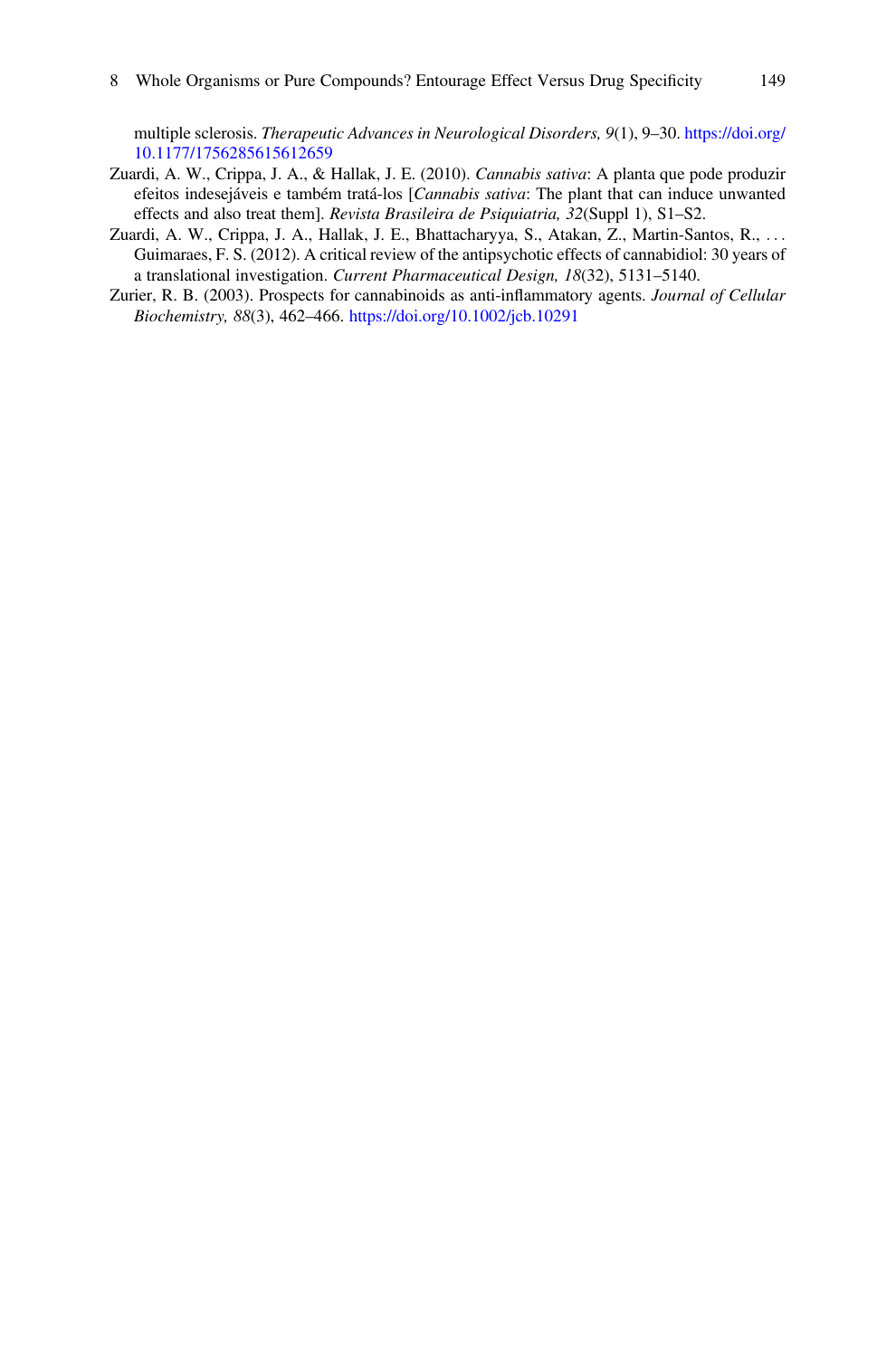multiple sclerosis. *Therapeutic Advances in Neurological Disorders, 9*(1), 9–30. https://doi.org/10.1177/1756285615612659

Zuardi, A. W., Crippa, J. A., & Hallak, J. E. (2010). *Cannabis sativa*: A planta que pode produzir efeitos indesejáveis e também tratá-los [*Cannabis sativa*: The plant that can induce unwanted effects and also treat them]. *Revista Brasileira de Psiquiatria, 32*(Suppl 1), S1–S2.

Zuardi, A. W., Crippa, J. A., Hallak, J. E., Bhattacharyya, S., Atakan, Z., Martin-Santos, R., . . . Guimaraes, F. S. (2012). A critical review of the antipsychotic effects of cannabidiol: 30 years of a translational investigation. *Current Pharmaceutical Design, 18*(32), 5131–5140.

Zurier, R. B. (2003). Prospects for cannabinoids as anti-inflammatory agents. *Journal of Cellular Biochemistry, 88*(3), 462–466. https://doi.org/10.1002/jcb.10291